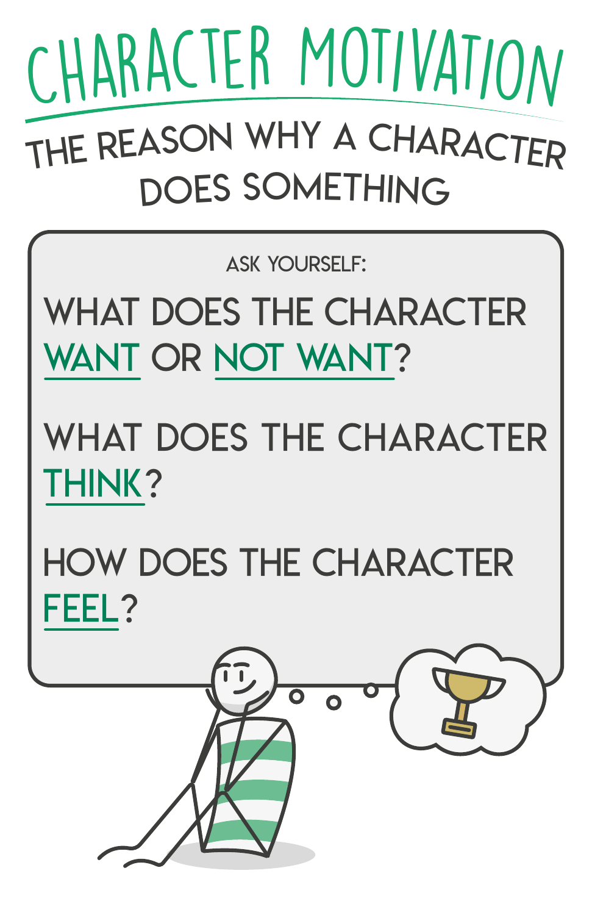# CHARACTER MOTIVATION

## THE REASON WHY A CHARACTER DOES SOMETHING

ASK YOURSELF:

WHAT DOES THE CHARACTER WANT OR NOT WANT?

WHAT DOES THE CHARACTER THINK?

HOW DOES THE CHARACTER FEEL?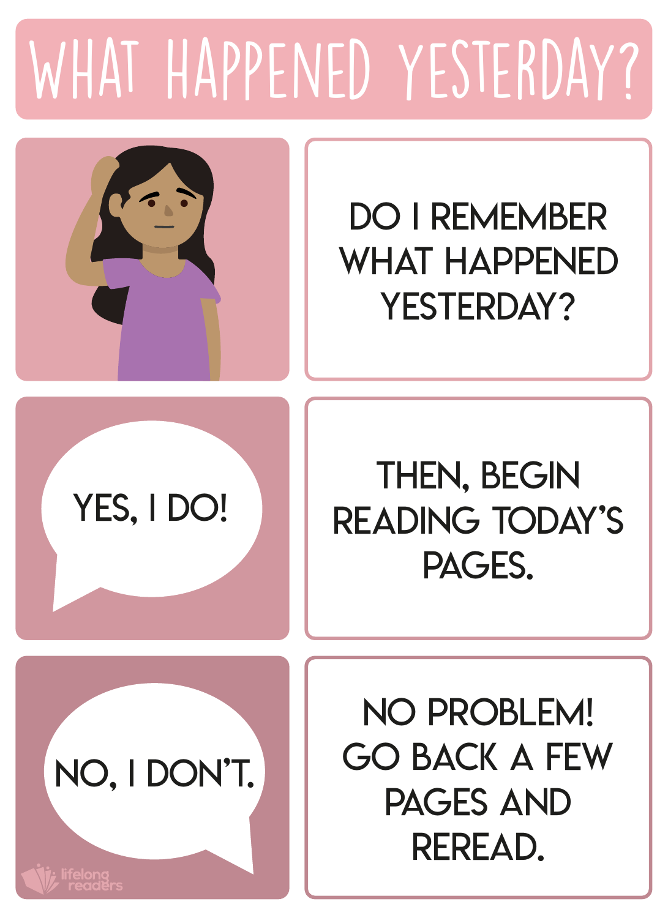# WHAT HAPPENED YESTERDAY?

DO I REMEMBER WHAT HAPPENED YESTERDAY?

YES, I DO!

THEN, BEGIN READING TODAY'S PAGES.

NO, I DON'T.

NO PROBLEM! GO BACK A FEW PAGES AND REREAD.

lifelong readers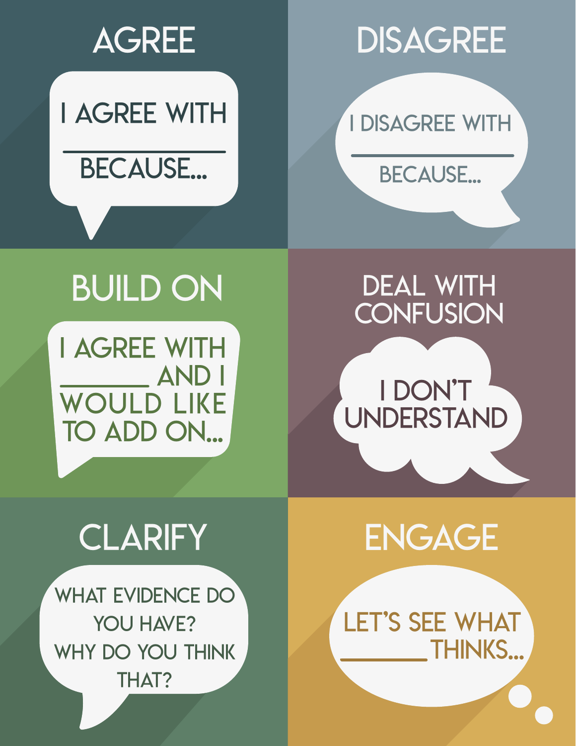## AGREE

I AGREE WITH ________ BECAUSE...

## DISAGREE

I DISAGREE WITH ________ BECAUSE...

## BUILD ON

I AGREE WITH ________ AND I WOULD LIKE TO ADD ON...

## DEAL WITH CONFUSION

I DON'T UNDERSTAND

## CLARIFY

WHAT EVIDENCE DO YOU HAVE?
WHY DO YOU THINK THAT?

## ENGAGE

LET'S SEE WHAT ________ THINKS...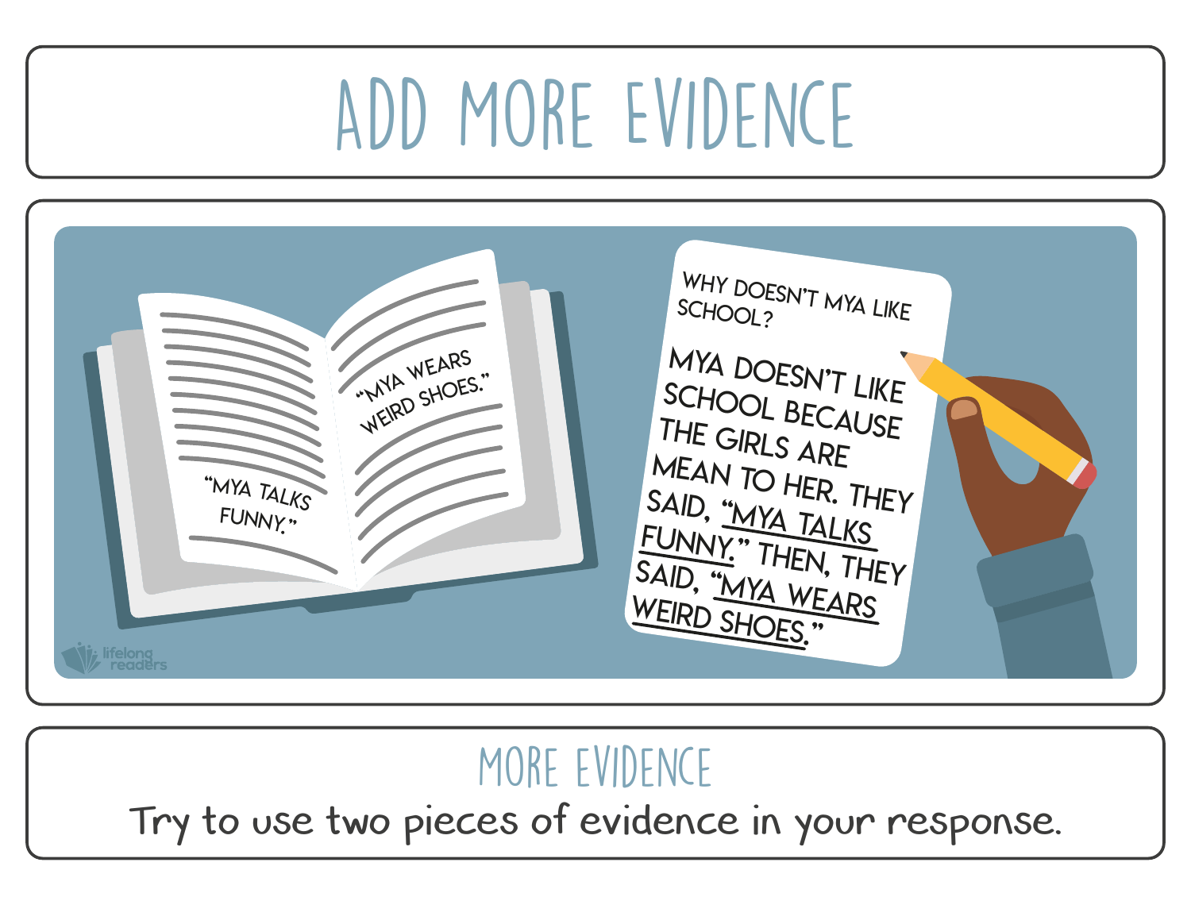# ADD MORE EVIDENCE

"MYA TALKS FUNNY."

"MYA WEARS WEIRD SHOES."

WHY DOESN'T MYA LIKE SCHOOL?

MYA DOESN'T LIKE SCHOOL BECAUSE THE GIRLS ARE MEAN TO HER. THEY SAID, "MYA TALKS FUNNY." THEN, THEY SAID, "MYA WEARS WEIRD SHOES."

lifelong readers

## MORE EVIDENCE

Try to use two pieces of evidence in your response.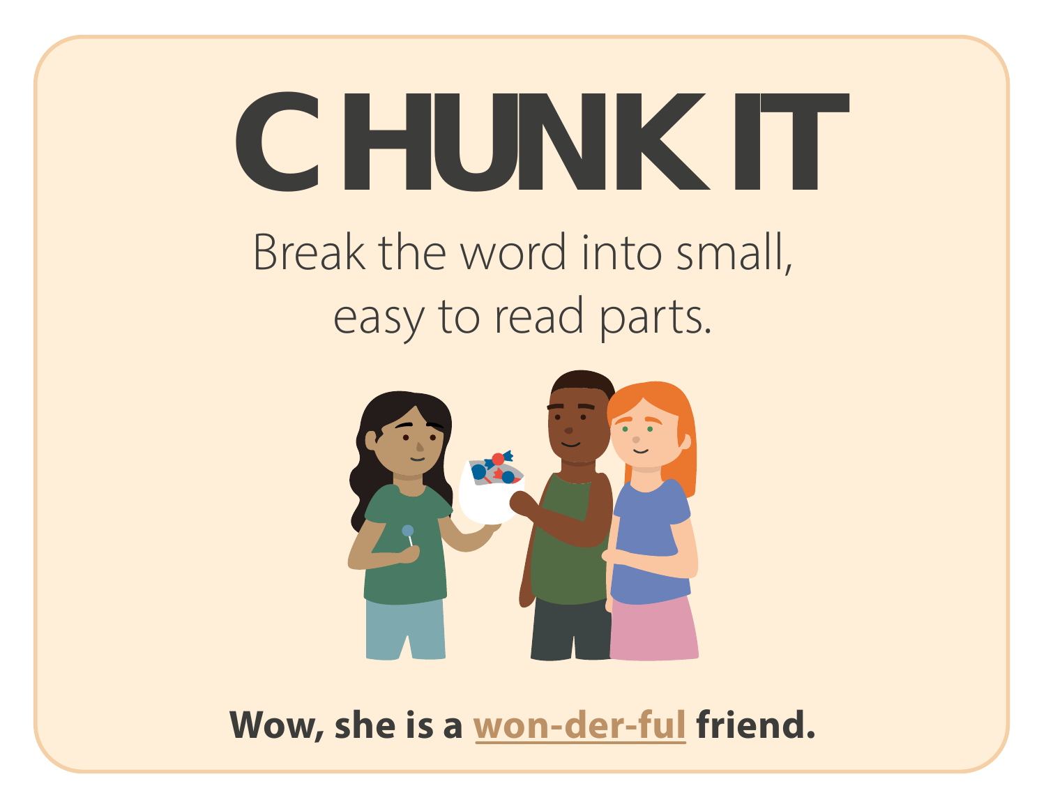# CHUNK IT

Break the word into small, easy to read parts.

**Wow, she is a won-der-ful friend.**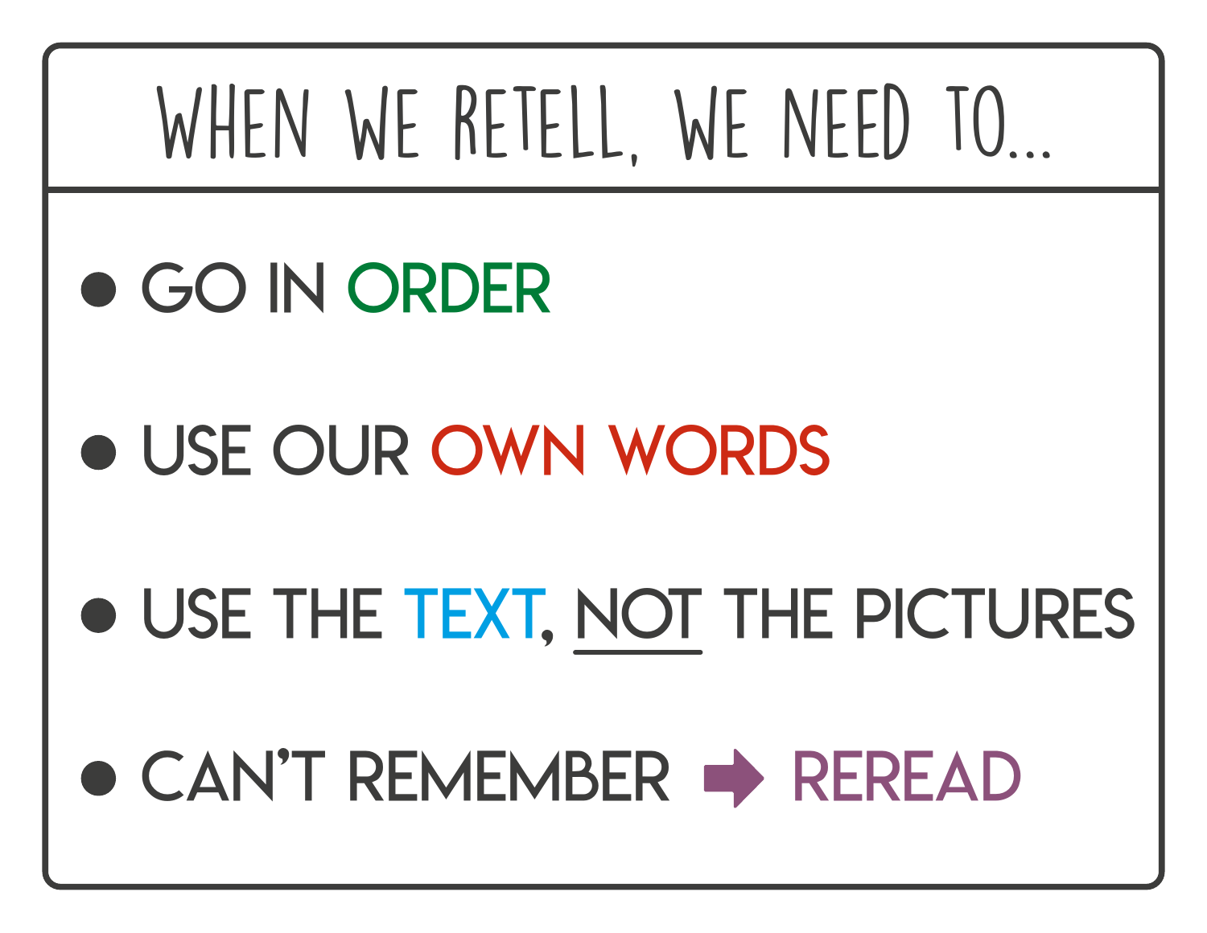# WHEN WE RETELL, WE NEED TO...

- GO IN ORDER
- USE OUR OWN WORDS
- USE THE TEXT, NOT THE PICTURES
- CAN'T REMEMBER ➔ REREAD